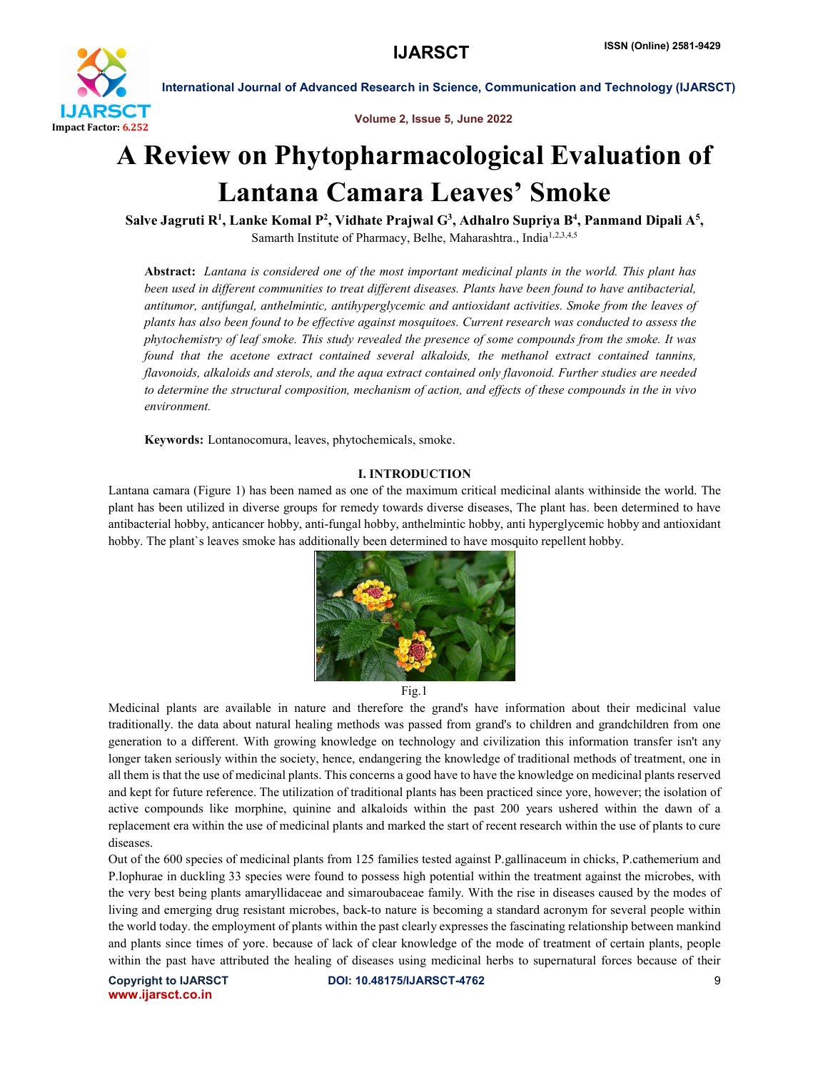# A Review on Phytopharmacological Evaluation of Lantana Camara Leaves' Smoke

**Salve Jagruti R[1], Lanke Komal P[2], Vidhate Prajwal G[3], Adhalro Supriya B[4], Panmand Dipali A[5],**

Samarth Institute of Pharmacy, Belhe, Maharashtra., India[1,2,3,4,5]

**Abstract:** *Lantana is considered one of the most important medicinal plants in the world. This plant has been used in different communities to treat different diseases. Plants have been found to have antibacterial, antitumor, antifungal, anthelmintic, antihyperglycemic and antioxidant activities. Smoke from the leaves of plants has also been found to be effective against mosquitoes. Current research was conducted to assess the phytochemistry of leaf smoke. This study revealed the presence of some compounds from the smoke. It was found that the acetone extract contained several alkaloids, the methanol extract contained tannins, flavonoids, alkaloids and sterols, and the aqua extract contained only flavonoid. Further studies are needed to determine the structural composition, mechanism of action, and effects of these compounds in the in vivo environment.*

**Keywords:** Lontanocomura, leaves, phytochemicals, smoke.

## I. INTRODUCTION

Lantana camara (Figure 1) has been named as one of the maximum critical medicinal alants withinside the world. The plant has been utilized in diverse groups for remedy towards diverse diseases, The plant has. been determined to have antibacterial hobby, anticancer hobby, anti-fungal hobby, anthelmintic hobby, anti hyperglycemic hobby and antioxidant hobby. The plant`s leaves smoke has additionally been determined to have mosquito repellent hobby.

Fig.1

Medicinal plants are available in nature and therefore the grand's have information about their medicinal value traditionally. the data about natural healing methods was passed from grand's to children and grandchildren from one generation to a different. With growing knowledge on technology and civilization this information transfer isn't any longer taken seriously within the society, hence, endangering the knowledge of traditional methods of treatment, one in all them is that the use of medicinal plants. This concerns a good have to have the knowledge on medicinal plants reserved and kept for future reference. The utilization of traditional plants has been practiced since yore, however; the isolation of active compounds like morphine, quinine and alkaloids within the past 200 years ushered within the dawn of a replacement era within the use of medicinal plants and marked the start of recent research within the use of plants to cure diseases.

Out of the 600 species of medicinal plants from 125 families tested against P.gallinaceum in chicks, P.cathemerium and P.lophurae in duckling 33 species were found to possess high potential within the treatment against the microbes, with the very best being plants amaryllidaceae and simaroubaceae family. With the rise in diseases caused by the modes of living and emerging drug resistant microbes, back-to nature is becoming a standard acronym for several people within the world today. the employment of plants within the past clearly expresses the fascinating relationship between mankind and plants since times of yore. because of lack of clear knowledge of the mode of treatment of certain plants, people within the past have attributed the healing of diseases using medicinal herbs to supernatural forces because of their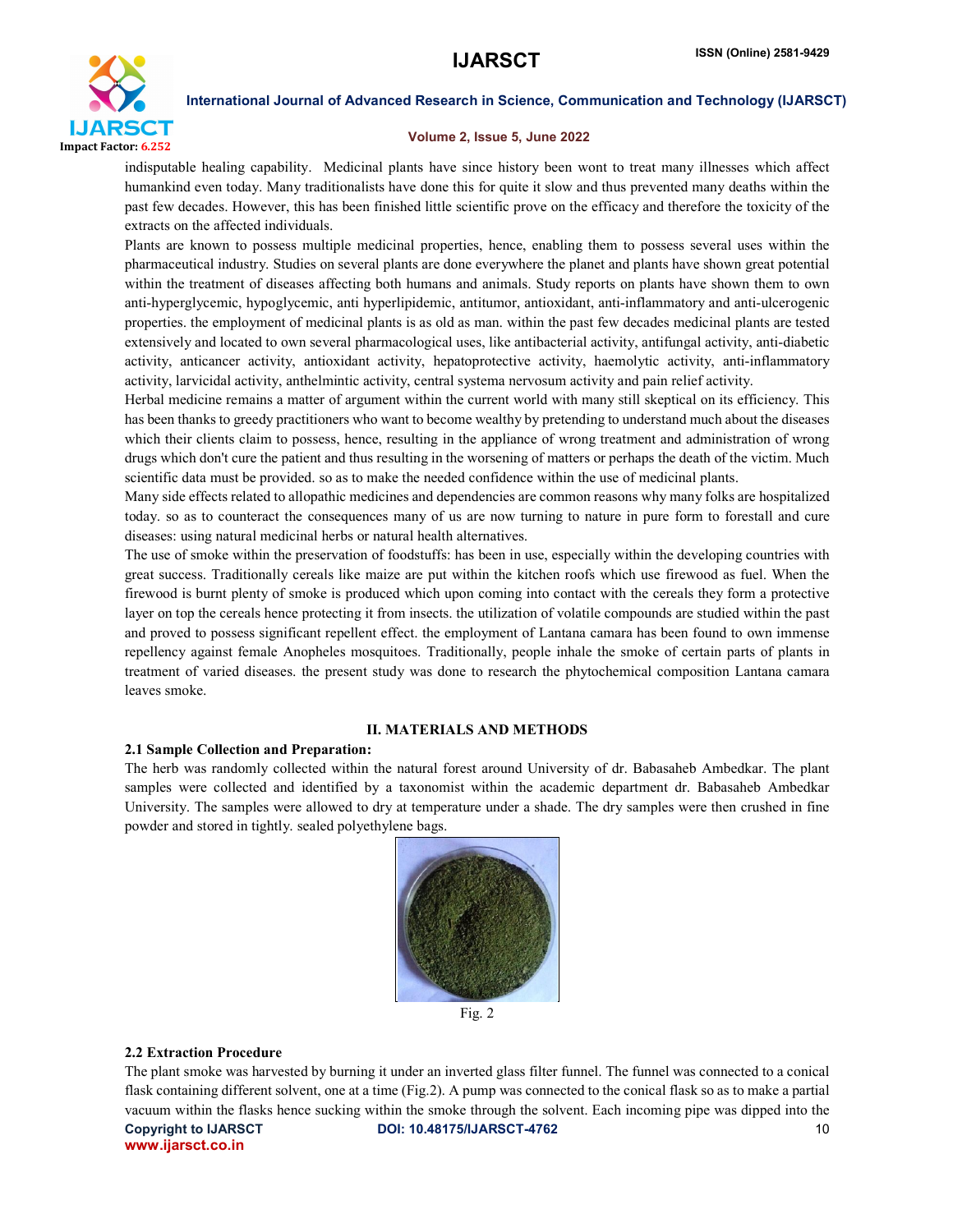indisputable healing capability. Medicinal plants have since history been wont to treat many illnesses which affect humankind even today. Many traditionalists have done this for quite it slow and thus prevented many deaths within the past few decades. However, this has been finished little scientific prove on the efficacy and therefore the toxicity of the extracts on the affected individuals.

Plants are known to possess multiple medicinal properties, hence, enabling them to possess several uses within the pharmaceutical industry. Studies on several plants are done everywhere the planet and plants have shown great potential within the treatment of diseases affecting both humans and animals. Study reports on plants have shown them to own anti-hyperglycemic, hypoglycemic, anti hyperlipidemic, antitumor, antioxidant, anti-inflammatory and anti-ulcerogenic properties. the employment of medicinal plants is as old as man. within the past few decades medicinal plants are tested extensively and located to own several pharmacological uses, like antibacterial activity, antifungal activity, anti-diabetic activity, anticancer activity, antioxidant activity, hepatoprotective activity, haemolytic activity, anti-inflammatory activity, larvicidal activity, anthelmintic activity, central systema nervosum activity and pain relief activity.

Herbal medicine remains a matter of argument within the current world with many still skeptical on its efficiency. This has been thanks to greedy practitioners who want to become wealthy by pretending to understand much about the diseases which their clients claim to possess, hence, resulting in the appliance of wrong treatment and administration of wrong drugs which don't cure the patient and thus resulting in the worsening of matters or perhaps the death of the victim. Much scientific data must be provided. so as to make the needed confidence within the use of medicinal plants.

Many side effects related to allopathic medicines and dependencies are common reasons why many folks are hospitalized today. so as to counteract the consequences many of us are now turning to nature in pure form to forestall and cure diseases: using natural medicinal herbs or natural health alternatives.

The use of smoke within the preservation of foodstuffs: has been in use, especially within the developing countries with great success. Traditionally cereals like maize are put within the kitchen roofs which use firewood as fuel. When the firewood is burnt plenty of smoke is produced which upon coming into contact with the cereals they form a protective layer on top the cereals hence protecting it from insects. the utilization of volatile compounds are studied within the past and proved to possess significant repellent effect. the employment of Lantana camara has been found to own immense repellency against female Anopheles mosquitoes. Traditionally, people inhale the smoke of certain parts of plants in treatment of varied diseases. the present study was done to research the phytochemical composition Lantana camara leaves smoke.

## II. MATERIALS AND METHODS

### 2.1 Sample Collection and Preparation:

The herb was randomly collected within the natural forest around University of dr. Babasaheb Ambedkar. The plant samples were collected and identified by a taxonomist within the academic department dr. Babasaheb Ambedkar University. The samples were allowed to dry at temperature under a shade. The dry samples were then crushed in fine powder and stored in tightly. sealed polyethylene bags.

Fig. 2

### 2.2 Extraction Procedure

The plant smoke was harvested by burning it under an inverted glass filter funnel. The funnel was connected to a conical flask containing different solvent, one at a time (Fig.2). A pump was connected to the conical flask so as to make a partial vacuum within the flasks hence sucking within the smoke through the solvent. Each incoming pipe was dipped into the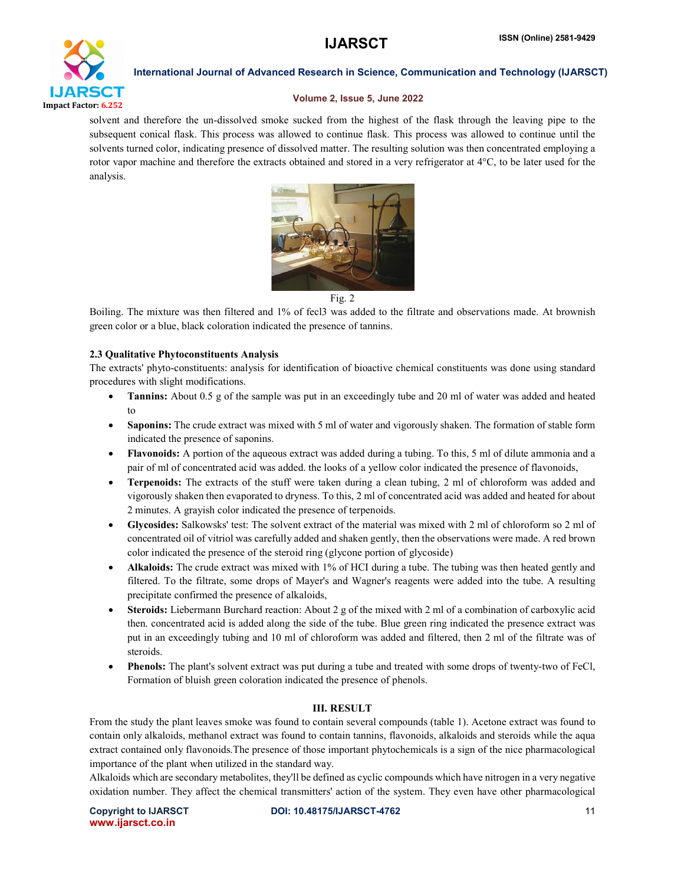solvent and therefore the un-dissolved smoke sucked from the highest of the flask through the leaving pipe to the subsequent conical flask. This process was allowed to continue flask. This process was allowed to continue until the solvents turned color, indicating presence of dissolved matter. The resulting solution was then concentrated employing a rotor vapor machine and therefore the extracts obtained and stored in a very refrigerator at 4°C, to be later used for the analysis.

Fig. 2

Boiling. The mixture was then filtered and 1% of fecl3 was added to the filtrate and observations made. At brownish green color or a blue, black coloration indicated the presence of tannins.

### 2.3 Qualitative Phytoconstituents Analysis

The extracts' phyto-constituents: analysis for identification of bioactive chemical constituents was done using standard procedures with slight modifications.

- **Tannins:** About 0.5 g of the sample was put in an exceedingly tube and 20 ml of water was added and heated to
- **Saponins:** The crude extract was mixed with 5 ml of water and vigorously shaken. The formation of stable form indicated the presence of saponins.
- **Flavonoids:** A portion of the aqueous extract was added during a tubing. To this, 5 ml of dilute ammonia and a pair of ml of concentrated acid was added. the looks of a yellow color indicated the presence of flavonoids,
- **Terpenoids:** The extracts of the stuff were taken during a clean tubing, 2 ml of chloroform was added and vigorously shaken then evaporated to dryness. To this, 2 ml of concentrated acid was added and heated for about 2 minutes. A grayish color indicated the presence of terpenoids.
- **Glycosides:** Salkowsks' test: The solvent extract of the material was mixed with 2 ml of chloroform so 2 ml of concentrated oil of vitriol was carefully added and shaken gently, then the observations were made. A red brown color indicated the presence of the steroid ring (glycone portion of glycoside)
- **Alkaloids:** The crude extract was mixed with 1% of HCI during a tube. The tubing was then heated gently and filtered. To the filtrate, some drops of Mayer's and Wagner's reagents were added into the tube. A resulting precipitate confirmed the presence of alkaloids,
- **Steroids:** Liebermann Burchard reaction: About 2 g of the mixed with 2 ml of a combination of carboxylic acid then. concentrated acid is added along the side of the tube. Blue green ring indicated the presence extract was put in an exceedingly tubing and 10 ml of chloroform was added and filtered, then 2 ml of the filtrate was of steroids.
- **Phenols:** The plant's solvent extract was put during a tube and treated with some drops of twenty-two of FeCl, Formation of bluish green coloration indicated the presence of phenols.

## III. RESULT

From the study the plant leaves smoke was found to contain several compounds (table 1). Acetone extract was found to contain only alkaloids, methanol extract was found to contain tannins, flavonoids, alkaloids and steroids while the aqua extract contained only flavonoids.The presence of those important phytochemicals is a sign of the nice pharmacological importance of the plant when utilized in the standard way.

Alkaloids which are secondary metabolites, they'll be defined as cyclic compounds which have nitrogen in a very negative oxidation number. They affect the chemical transmitters' action of the system. They even have other pharmacological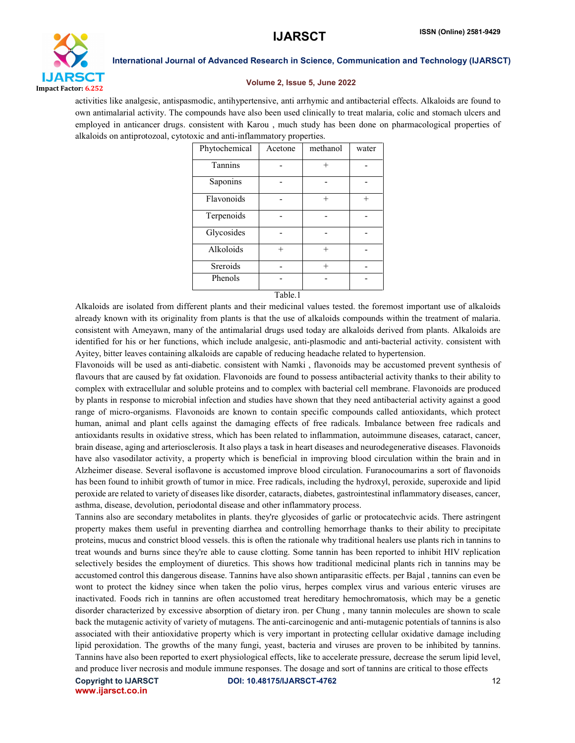activities like analgesic, antispasmodic, antihypertensive, anti arrhymic and antibacterial effects. Alkaloids are found to own antimalarial activity. The compounds have also been used clinically to treat malaria, colic and stomach ulcers and employed in anticancer drugs. consistent with Karou , much study has been done on pharmacological properties of alkaloids on antiprotozoal, cytotoxic and anti-inflammatory properties.

| Phytochemical | Acetone | methanol | water |
|---|---|---|---|
| Tannins | - | + | - |
| Saponins | - | - | - |
| Flavonoids | - | + | + |
| Terpenoids | - | - | - |
| Glycosides | - | - | - |
| Alkoloids | + | + | - |
| Sreroids | - | + | - |
| Phenols | - | - | - |

Table.1

Alkaloids are isolated from different plants and their medicinal values tested. the foremost important use of alkaloids already known with its originality from plants is that the use of alkaloids compounds within the treatment of malaria. consistent with Ameyawn, many of the antimalarial drugs used today are alkaloids derived from plants. Alkaloids are identified for his or her functions, which include analgesic, anti-plasmodic and anti-bacterial activity. consistent with Ayitey, bitter leaves containing alkaloids are capable of reducing headache related to hypertension.

Flavonoids will be used as anti-diabetic. consistent with Namki , flavonoids may be accustomed prevent synthesis of flavours that are caused by fat oxidation. Flavonoids are found to possess antibacterial activity thanks to their ability to complex with extracellular and soluble proteins and to complex with bacterial cell membrane. Flavonoids are produced by plants in response to microbial infection and studies have shown that they need antibacterial activity against a good range of micro-organisms. Flavonoids are known to contain specific compounds called antioxidants, which protect human, animal and plant cells against the damaging effects of free radicals. Imbalance between free radicals and antioxidants results in oxidative stress, which has been related to inflammation, autoimmune diseases, cataract, cancer, brain disease, aging and arteriosclerosis. It also plays a task in heart diseases and neurodegenerative diseases. Flavonoids have also vasodilator activity, a property which is beneficial in improving blood circulation within the brain and in Alzheimer disease. Several isoflavone is accustomed improve blood circulation. Furanocoumarins a sort of flavonoids has been found to inhibit growth of tumor in mice. Free radicals, including the hydroxyl, peroxide, superoxide and lipid peroxide are related to variety of diseases like disorder, cataracts, diabetes, gastrointestinal inflammatory diseases, cancer, asthma, disease, devolution, periodontal disease and other inflammatory process.

Tannins also are secondary metabolites in plants. they're glycosides of garlic or protocatechvic acids. There astringent property makes them useful in preventing diarrhea and controlling hemorrhage thanks to their ability to precipitate proteins, mucus and constrict blood vessels. this is often the rationale why traditional healers use plants rich in tannins to treat wounds and burns since they're able to cause clotting. Some tannin has been reported to inhibit HIV replication selectively besides the employment of diuretics. This shows how traditional medicinal plants rich in tannins may be accustomed control this dangerous disease. Tannins have also shown antiparasitic effects. per Bajal , tannins can even be wont to protect the kidney since when taken the polio virus, herpes complex virus and various enteric viruses are inactivated. Foods rich in tannins are often accustomed treat hereditary hemochromatosis, which may be a genetic disorder characterized by excessive absorption of dietary iron. per Chung , many tannin molecules are shown to scale back the mutagenic activity of variety of mutagens. The anti-carcinogenic and anti-mutagenic potentials of tannins is also associated with their antioxidative property which is very important in protecting cellular oxidative damage including lipid peroxidation. The growths of the many fungi, yeast, bacteria and viruses are proven to be inhibited by tannins. Tannins have also been reported to exert physiological effects, like to accelerate pressure, decrease the serum lipid level, and produce liver necrosis and module immune responses. The dosage and sort of tannins are critical to those effects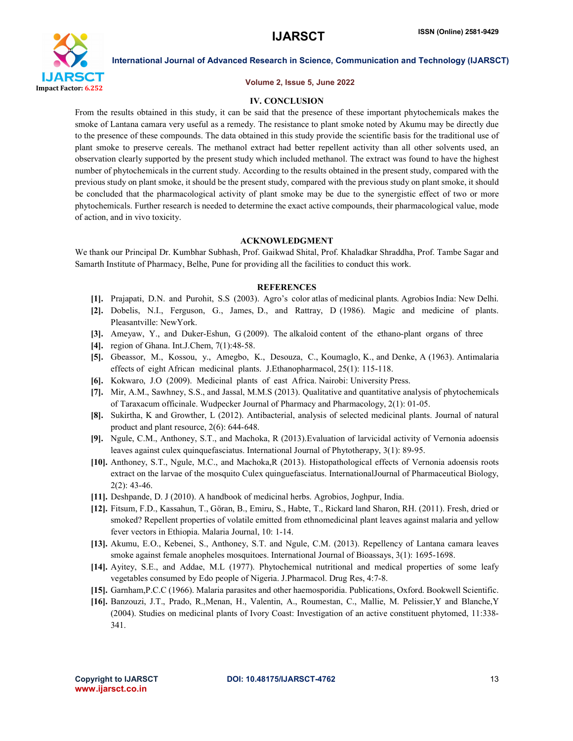## IV. CONCLUSION

From the results obtained in this study, it can be said that the presence of these important phytochemicals makes the smoke of Lantana camara very useful as a remedy. The resistance to plant smoke noted by Akumu may be directly due to the presence of these compounds. The data obtained in this study provide the scientific basis for the traditional use of plant smoke to preserve cereals. The methanol extract had better repellent activity than all other solvents used, an observation clearly supported by the present study which included methanol. The extract was found to have the highest number of phytochemicals in the current study. According to the results obtained in the present study, compared with the previous study on plant smoke, it should be the present study, compared with the previous study on plant smoke, it should be concluded that the pharmacological activity of plant smoke may be due to the synergistic effect of two or more phytochemicals. Further research is needed to determine the exact active compounds, their pharmacological value, mode of action, and in vivo toxicity.

## ACKNOWLEDGMENT

We thank our Principal Dr. Kumbhar Subhash, Prof. Gaikwad Shital, Prof. Khaladkar Shraddha, Prof. Tambe Sagar and Samarth Institute of Pharmacy, Belhe, Pune for providing all the facilities to conduct this work.

## REFERENCES

[1]. Prajapati, D.N. and Purohit, S.S (2003). Agro's color atlas of medicinal plants. Agrobios India: New Delhi.

[2]. Dobelis, N.I., Ferguson, G., James, D., and Rattray, D (1986). Magic and medicine of plants. Pleasantville: NewYork.

[3]. Ameyaw, Y., and Duker-Eshun, G (2009). The alkaloid content of the ethano-plant organs of three

[4]. region of Ghana. Int.J.Chem, 7(1):48-58.

[5]. Gbeassor, M., Kossou, y., Amegbo, K., Desouza, C., Koumaglo, K., and Denke, A (1963). Antimalaria effects of eight African medicinal plants. J.Ethanopharmacol, 25(1): 115-118.

[6]. Kokwaro, J.O (2009). Medicinal plants of east Africa. Nairobi: University Press.

[7]. Mir, A.M., Sawhney, S.S., and Jassal, M.M.S (2013). Qualitative and quantitative analysis of phytochemicals of Taraxacum officinale. Wudpecker Journal of Pharmacy and Pharmacology, 2(1): 01-05.

[8]. Sukirtha, K and Growther, L (2012). Antibacterial, analysis of selected medicinal plants. Journal of natural product and plant resource, 2(6): 644-648.

[9]. Ngule, C.M., Anthoney, S.T., and Machoka, R (2013).Evaluation of larvicidal activity of Vernonia adoensis leaves against culex quinquefasciatus. International Journal of Phytotherapy, 3(1): 89-95.

[10]. Anthoney, S.T., Ngule, M.C., and Machoka,R (2013). Histopathological effects of Vernonia adoensis roots extract on the larvae of the mosquito Culex quinguefasciatus. InternationalJournal of Pharmaceutical Biology, 2(2): 43-46.

[11]. Deshpande, D. J (2010). A handbook of medicinal herbs. Agrobios, Joghpur, India.

[12]. Fitsum, F.D., Kassahun, T., Göran, B., Emiru, S., Habte, T., Rickard land Sharon, RH. (2011). Fresh, dried or smoked? Repellent properties of volatile emitted from ethnomedicinal plant leaves against malaria and yellow fever vectors in Ethiopia. Malaria Journal, 10: 1-14.

[13]. Akumu, E.O., Kebenei, S., Anthoney, S.T. and Ngule, C.M. (2013). Repellency of Lantana camara leaves smoke against female anopheles mosquitoes. International Journal of Bioassays, 3(1): 1695-1698.

[14]. Ayitey, S.E., and Addae, M.L (1977). Phytochemical nutritional and medical properties of some leafy vegetables consumed by Edo people of Nigeria. J.Pharmacol. Drug Res, 4:7-8.

[15]. Garnham,P.C.C (1966). Malaria parasites and other haemosporidia. Publications, Oxford. Bookwell Scientific.

[16]. Banzouzi, J.T., Prado, R.,Menan, H., Valentin, A., Roumestan, C., Mallie, M. Pelissier,Y and Blanche,Y (2004). Studies on medicinal plants of Ivory Coast: Investigation of an active constituent phytomed, 11:338-341.